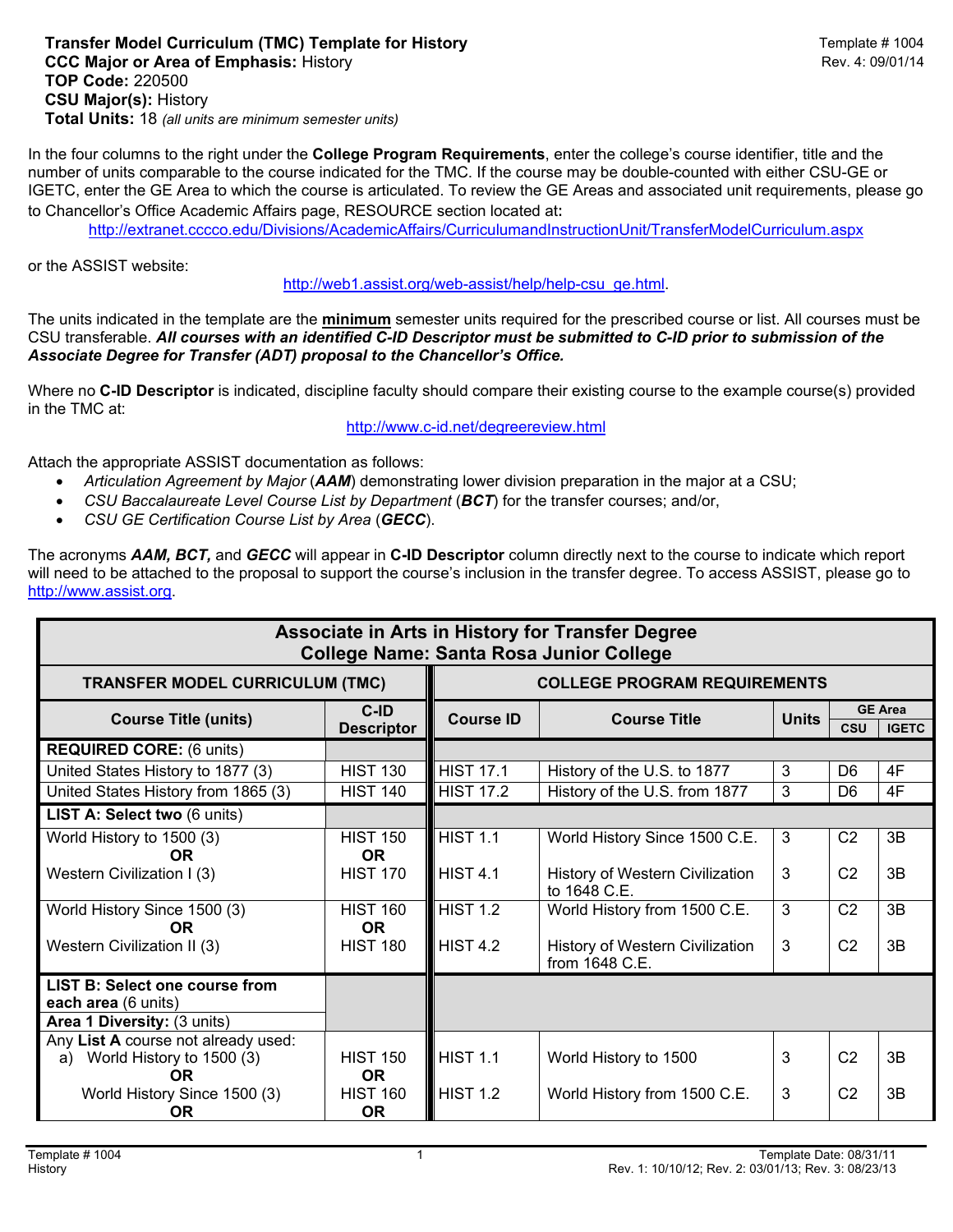**Transfer Model Curriculum (TMC) Template for History**
**CCC Major or Area of Emphasis:** History
**TOP Code:** 220500
**CSU Major(s):** History
**Total Units:** 18 *(all units are minimum semester units)*

Template # 1004
Rev. 4: 09/01/14

In the four columns to the right under the **College Program Requirements**, enter the college's course identifier, title and the number of units comparable to the course indicated for the TMC. If the course may be double-counted with either CSU-GE or IGETC, enter the GE Area to which the course is articulated. To review the GE Areas and associated unit requirements, please go to Chancellor's Office Academic Affairs page, RESOURCE section located at:

http://extranet.cccco.edu/Divisions/AcademicAffairs/CurriculumandInstructionUnit/TransferModelCurriculum.aspx

or the ASSIST website:

http://web1.assist.org/web-assist/help/help-csu_ge.html.

The units indicated in the template are the **minimum** semester units required for the prescribed course or list. All courses must be CSU transferable. ***All courses with an identified C-ID Descriptor must be submitted to C-ID prior to submission of the Associate Degree for Transfer (ADT) proposal to the Chancellor's Office.***

Where no **C-ID Descriptor** is indicated, discipline faculty should compare their existing course to the example course(s) provided in the TMC at:

http://www.c-id.net/degreereview.html

Attach the appropriate ASSIST documentation as follows:

- *Articulation Agreement by Major* (***AAM***) demonstrating lower division preparation in the major at a CSU;
- *CSU Baccalaureate Level Course List by Department* (***BCT***) for the transfer courses; and/or,
- *CSU GE Certification Course List by Area* (***GECC***).

The acronyms ***AAM, BCT,*** and ***GECC*** will appear in **C-ID Descriptor** column directly next to the course to indicate which report will need to be attached to the proposal to support the course's inclusion in the transfer degree. To access ASSIST, please go to http://www.assist.org.

**Associate in Arts in History for Transfer Degree**
**College Name: Santa Rosa Junior College**

| TRANSFER MODEL CURRICULUM (TMC) | | COLLEGE PROGRAM REQUIREMENTS | | | | |
|---|---|---|---|---|---|---|
| Course Title (units) | C-ID Descriptor | Course ID | Course Title | Units | GE Area CSU | GE Area IGETC |
| **REQUIRED CORE:** (6 units) | | | | | | |
| United States History to 1877 (3) | HIST 130 | HIST 17.1 | History of the U.S. to 1877 | 3 | D6 | 4F |
| United States History from 1865 (3) | HIST 140 | HIST 17.2 | History of the U.S. from 1877 | 3 | D6 | 4F |
| **LIST A: Select two** (6 units) | | | | | | |
| World History to 1500 (3) **OR** Western Civilization I (3) | HIST 150 **OR** HIST 170 | HIST 1.1<br>HIST 4.1 | World History Since 1500 C.E.<br>History of Western Civilization to 1648 C.E. | 3<br>3 | C2<br>C2 | 3B<br>3B |
| World History Since 1500 (3) **OR** Western Civilization II (3) | HIST 160 **OR** HIST 180 | HIST 1.2<br>HIST 4.2 | World History from 1500 C.E.<br>History of Western Civilization from 1648 C.E. | 3<br>3 | C2<br>C2 | 3B<br>3B |
| **LIST B: Select one course from each area** (6 units) | | | | | | |
| **Area 1 Diversity:** (3 units) | | | | | | |
| Any **List A** course not already used: a) World History to 1500 (3) **OR** World History Since 1500 (3) **OR** | HIST 150 **OR** HIST 160 **OR** | HIST 1.1<br>HIST 1.2 | World History to 1500<br>World History from 1500 C.E. | 3<br>3 | C2<br>C2 | 3B<br>3B |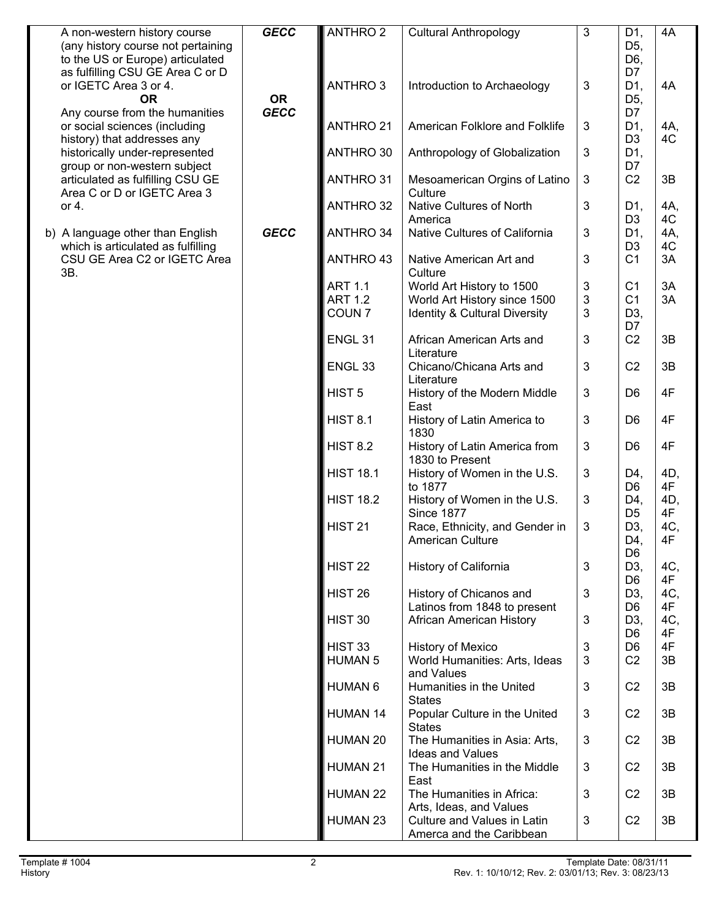| | | | | | | |
|---|---|---|---|---|---|---|
| A non-western history course (any history course not pertaining to the US or Europe) articulated as fulfilling CSU GE Area C or D or IGETC Area 3 or 4.<br>**OR**<br>Any course from the humanities or social sciences (including history) that addresses any historically under-represented group or non-western subject articulated as fulfilling CSU GE Area C or D or IGETC Area 3 or 4. | ***GECC***<br><br>**OR**<br>***GECC*** | ANTHRO 2 | Cultural Anthropology | 3 | D1, D5, D6, D7 | 4A |
| | | ANTHRO 3 | Introduction to Archaeology | 3 | D1, D5, D7 | 4A |
| | | ANTHRO 21 | American Folklore and Folklife | 3 | D1, D3 | 4A, 4C |
| | | ANTHRO 30 | Anthropology of Globalization | 3 | D1, D7 | |
| | | ANTHRO 31 | Mesoamerican Orgins of Latino Culture | 3 | C2 | 3B |
| | | ANTHRO 32 | Native Cultures of North America | 3 | D1, D3 | 4A, 4C |
| b) A language other than English which is articulated as fulfilling CSU GE Area C2 or IGETC Area 3B. | ***GECC*** | ANTHRO 34 | Native Cultures of California | 3 | D1, D3 | 4A, 4C |
| | | ANTHRO 43 | Native American Art and Culture | 3 | C1 | 3A |
| | | ART 1.1 | World Art History to 1500 | 3 | C1 | 3A |
| | | ART 1.2 | World Art History since 1500 | 3 | C1 | 3A |
| | | COUN 7 | Identity & Cultural Diversity | 3 | D3, D7 | |
| | | ENGL 31 | African American Arts and Literature | 3 | C2 | 3B |
| | | ENGL 33 | Chicano/Chicana Arts and Literature | 3 | C2 | 3B |
| | | HIST 5 | History of the Modern Middle East | 3 | D6 | 4F |
| | | HIST 8.1 | History of Latin America to 1830 | 3 | D6 | 4F |
| | | HIST 8.2 | History of Latin America from 1830 to Present | 3 | D6 | 4F |
| | | HIST 18.1 | History of Women in the U.S. to 1877 | 3 | D4, D6 | 4D, 4F |
| | | HIST 18.2 | History of Women in the U.S. Since 1877 | 3 | D4, D5 | 4D, 4F |
| | | HIST 21 | Race, Ethnicity, and Gender in American Culture | 3 | D3, D4, D6 | 4C, 4F |
| | | HIST 22 | History of California | 3 | D3, D6 | 4C, 4F |
| | | HIST 26 | History of Chicanos and Latinos from 1848 to present | 3 | D3, D6 | 4C, 4F |
| | | HIST 30 | African American History | 3 | D3, D6 | 4C, 4F |
| | | HIST 33 | History of Mexico | 3 | D6 | 4F |
| | | HUMAN 5 | World Humanities: Arts, Ideas and Values | 3 | C2 | 3B |
| | | HUMAN 6 | Humanities in the United States | 3 | C2 | 3B |
| | | HUMAN 14 | Popular Culture in the United States | 3 | C2 | 3B |
| | | HUMAN 20 | The Humanities in Asia: Arts, Ideas and Values | 3 | C2 | 3B |
| | | HUMAN 21 | The Humanities in the Middle East | 3 | C2 | 3B |
| | | HUMAN 22 | The Humanities in Africa: Arts, Ideas, and Values | 3 | C2 | 3B |
| | | HUMAN 23 | Culture and Values in Latin Amerca and the Caribbean | 3 | C2 | 3B |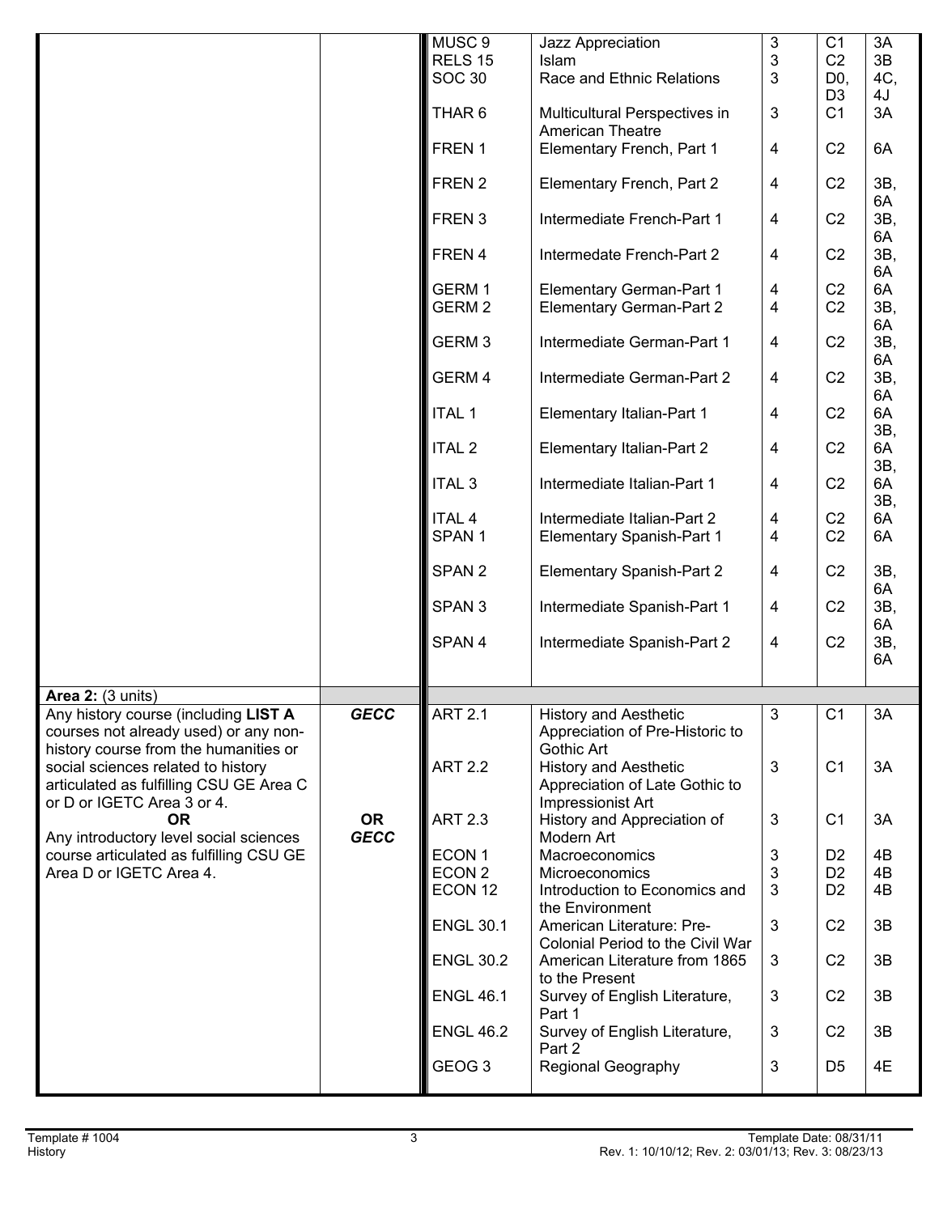| | | Course | Title | Units | CSU | IGETC |
|---|---|---|---|---|---|---|
| | | MUSC 9 | Jazz Appreciation | 3 | C1 | 3A |
| | | RELS 15 | Islam | 3 | C2 | 3B |
| | | SOC 30 | Race and Ethnic Relations | 3 | D0, D3 | 4C, 4J |
| | | THAR 6 | Multicultural Perspectives in American Theatre | 3 | C1 | 3A |
| | | FREN 1 | Elementary French, Part 1 | 4 | C2 | 6A |
| | | FREN 2 | Elementary French, Part 2 | 4 | C2 | 3B, 6A |
| | | FREN 3 | Intermediate French-Part 1 | 4 | C2 | 3B, 6A |
| | | FREN 4 | Intermediate French-Part 2 | 4 | C2 | 3B, 6A |
| | | GERM 1 | Elementary German-Part 1 | 4 | C2 | 6A |
| | | GERM 2 | Elementary German-Part 2 | 4 | C2 | 3B, 6A |
| | | GERM 3 | Intermediate German-Part 1 | 4 | C2 | 3B, 6A |
| | | GERM 4 | Intermediate German-Part 2 | 4 | C2 | 3B, 6A |
| | | ITAL 1 | Elementary Italian-Part 1 | 4 | C2 | 6A |
| | | ITAL 2 | Elementary Italian-Part 2 | 4 | C2 | 3B, 6A |
| | | ITAL 3 | Intermediate Italian-Part 1 | 4 | C2 | 3B, 6A |
| | | ITAL 4 | Intermediate Italian-Part 2 | 4 | C2 | 3B, 6A |
| | | SPAN 1 | Elementary Spanish-Part 1 | 4 | C2 | 6A |
| | | SPAN 2 | Elementary Spanish-Part 2 | 4 | C2 | 3B, 6A |
| | | SPAN 3 | Intermediate Spanish-Part 1 | 4 | C2 | 3B, 6A |
| | | SPAN 4 | Intermediate Spanish-Part 2 | 4 | C2 | 3B, 6A |
| **Area 2:** (3 units) | | | | | | |
| Any history course (including **LIST A** courses not already used) or any non-history course from the humanities or social sciences related to history articulated as fulfilling CSU GE Area C or D or IGETC Area 3 or 4. | ***GECC*** | ART 2.1 | History and Aesthetic Appreciation of Pre-Historic to Gothic Art | 3 | C1 | 3A |
| | | ART 2.2 | History and Aesthetic Appreciation of Late Gothic to Impressionist Art | 3 | C1 | 3A |
| **OR** | **OR** | ART 2.3 | History and Appreciation of Modern Art | 3 | C1 | 3A |
| Any introductory level social sciences course articulated as fulfilling CSU GE Area D or IGETC Area 4. | ***GECC*** | ECON 1 | Macroeconomics | 3 | D2 | 4B |
| | | ECON 2 | Microeconomics | 3 | D2 | 4B |
| | | ECON 12 | Introduction to Economics and the Environment | 3 | D2 | 4B |
| | | ENGL 30.1 | American Literature: Pre-Colonial Period to the Civil War | 3 | C2 | 3B |
| | | ENGL 30.2 | American Literature from 1865 to the Present | 3 | C2 | 3B |
| | | ENGL 46.1 | Survey of English Literature, Part 1 | 3 | C2 | 3B |
| | | ENGL 46.2 | Survey of English Literature, Part 2 | 3 | C2 | 3B |
| | | GEOG 3 | Regional Geography | 3 | D5 | 4E |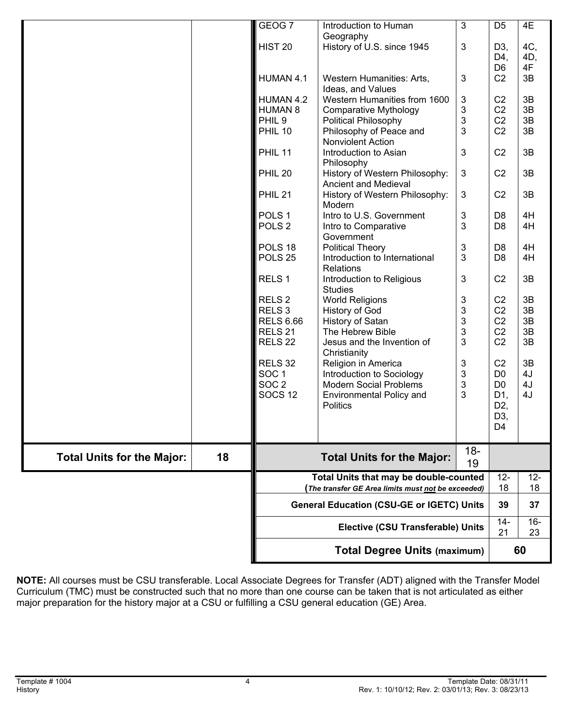| | | | | | | |
|---|---|---|---|---|---|---|
| | | GEOG 7 | Introduction to Human Geography | 3 | D5 | 4E |
| | | HIST 20 | History of U.S. since 1945 | 3 | D3, D4, D6 | 4C, 4D, 4F |
| | | HUMAN 4.1 | Western Humanities: Arts, Ideas, and Values | 3 | C2 | 3B |
| | | HUMAN 4.2 | Western Humanities from 1600 | 3 | C2 | 3B |
| | | HUMAN 8 | Comparative Mythology | 3 | C2 | 3B |
| | | PHIL 9 | Political Philosophy | 3 | C2 | 3B |
| | | PHIL 10 | Philosophy of Peace and Nonviolent Action | 3 | C2 | 3B |
| | | PHIL 11 | Introduction to Asian Philosophy | 3 | C2 | 3B |
| | | PHIL 20 | History of Western Philosophy: Ancient and Medieval | 3 | C2 | 3B |
| | | PHIL 21 | History of Western Philosophy: Modern | 3 | C2 | 3B |
| | | POLS 1 | Intro to U.S. Government | 3 | D8 | 4H |
| | | POLS 2 | Intro to Comparative Government | 3 | D8 | 4H |
| | | POLS 18 | Political Theory | 3 | D8 | 4H |
| | | POLS 25 | Introduction to International Relations | 3 | D8 | 4H |
| | | RELS 1 | Introduction to Religious Studies | 3 | C2 | 3B |
| | | RELS 2 | World Religions | 3 | C2 | 3B |
| | | RELS 3 | History of God | 3 | C2 | 3B |
| | | RELS 6.66 | History of Satan | 3 | C2 | 3B |
| | | RELS 21 | The Hebrew Bible | 3 | C2 | 3B |
| | | RELS 22 | Jesus and the Invention of Christianity | 3 | C2 | 3B |
| | | RELS 32 | Religion in America | 3 | C2 | 3B |
| | | SOC 1 | Introduction to Sociology | 3 | D0 | 4J |
| | | SOC 2 | Modern Social Problems | 3 | D0 | 4J |
| | | SOCS 12 | Environmental Policy and Politics | 3 | D1, D2, D3, D4 | 4J |
| **Total Units for the Major:** | **18** | | **Total Units for the Major:** | 18-19 | | |
| | | | **Total Units that may be double-counted** (*The transfer GE Area limits must not be exceeded*) | | 12-18 | 12-18 |
| | | | **General Education (CSU-GE or IGETC) Units** | | **39** | **37** |
| | | | **Elective (CSU Transferable) Units** | | 14-21 | 16-23 |
| | | | **Total Degree Units (maximum)** | | **60** | |

**NOTE:** All courses must be CSU transferable. Local Associate Degrees for Transfer (ADT) aligned with the Transfer Model Curriculum (TMC) must be constructed such that no more than one course can be taken that is not articulated as either major preparation for the history major at a CSU or fulfilling a CSU general education (GE) Area.

Template # 1004
History

Template Date: 08/31/11
Rev. 1: 10/10/12; Rev. 2: 03/01/13; Rev. 3: 08/23/13